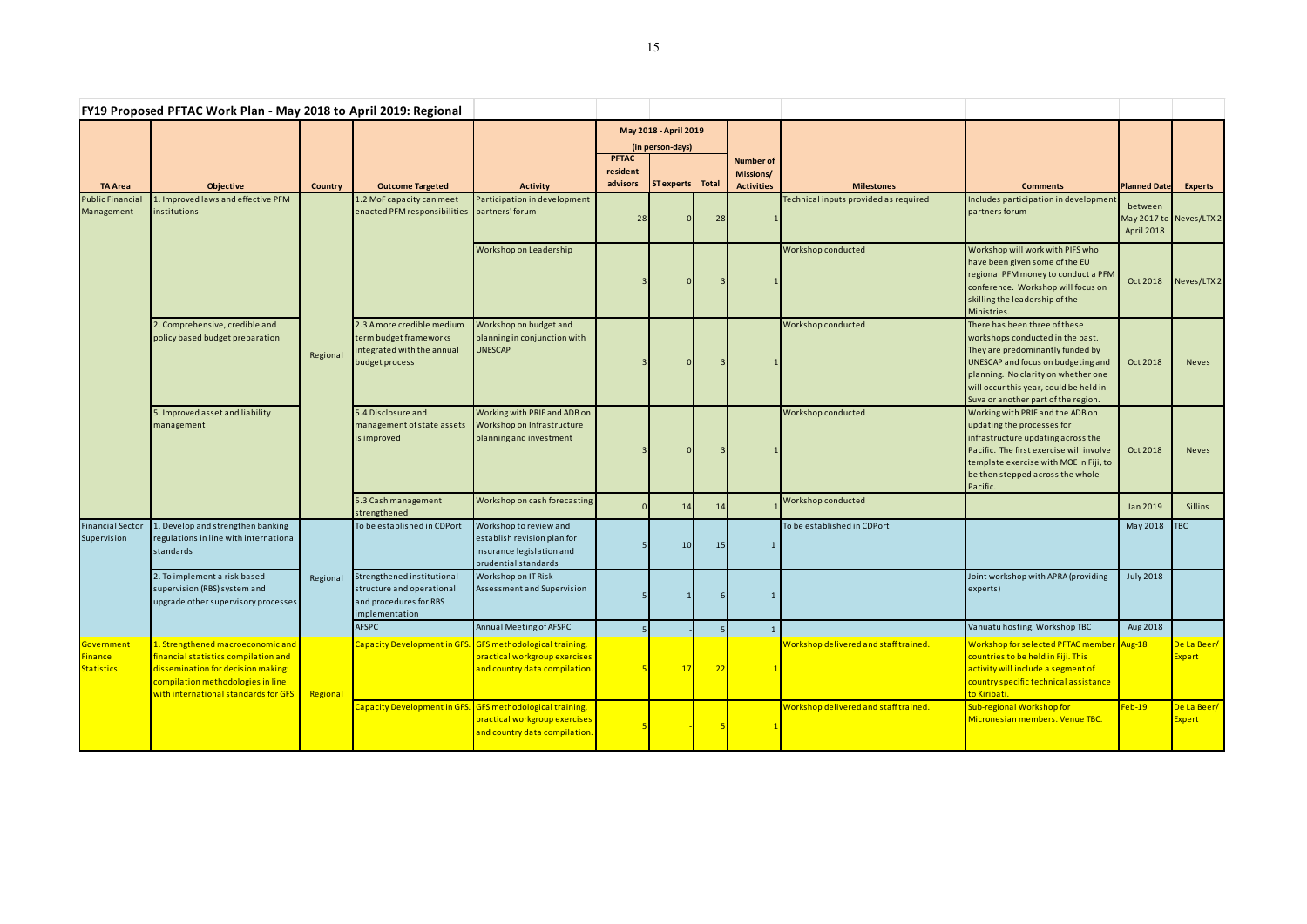## FY19 Proposed PFTAC Work Plan - May 2018 to April 2019: Regional

| TA Area | Objective | Country | Outcome Targeted | Activity | May 2018 - April 2019 (in person-days) PFTAC resident advisors | ST experts | Total | Number of Missions/ Activities | Milestones | Comments | Planned Date | Experts |
|---|---|---|---|---|---|---|---|---|---|---|---|---|
| Public Financial Management | 1. Improved laws and effective PFM institutions | Regional | 1.2 MoF capacity can meet enacted PFM responsibilities | Participation in development partners' forum | 28 | 0 | 28 | 1 | Technical inputs provided as required | Includes participation in development partners forum | between May 2017 to April 2018 | Neves/LTX 2 |
| | | | | Workshop on Leadership | 3 | 0 | 3 | 1 | Workshop conducted | Workshop will work with PIFS who have been given some of the EU regional PFM money to conduct a PFM conference. Workshop will focus on skilling the leadership of the Ministries. | Oct 2018 | Neves/LTX 2 |
| | 2. Comprehensive, credible and policy based budget preparation | | 2.3 A more credible medium term budget frameworks integrated with the annual budget process | Workshop on budget and planning in conjunction with UNESCAP | 3 | 0 | 3 | 1 | Workshop conducted | There has been three of these workshops conducted in the past. They are predominantly funded by UNESCAP and focus on budgeting and planning. No clarity on whether one will occur this year, could be held in Suva or another part of the region. | Oct 2018 | Neves |
| | 5. Improved asset and liability management | | 5.4 Disclosure and management of state assets is improved | Working with PRIF and ADB on Workshop on Infrastructure planning and investment | 3 | 0 | 3 | 1 | Workshop conducted | Working with PRIF and the ADB on updating the processes for infrastructure updating across the Pacific. The first exercise will involve template exercise with MOE in Fiji, to be then stepped across the whole Pacific. | Oct 2018 | Neves |
| | | | 5.3 Cash management strengthened | Workshop on cash forecasting | 0 | 14 | 14 | 1 | Workshop conducted | | Jan 2019 | Sillins |
| Financial Sector Supervision | 1. Develop and strengthen banking regulations in line with international standards | Regional | To be established in CDPort | Workshop to review and establish revision plan for insurance legislation and prudential standards | 5 | 10 | 15 | 1 | To be established in CDPort | | May 2018 | TBC |
| | 2. To implement a risk-based supervision (RBS) system and upgrade other supervisory processes | | Strengthened institutional structure and operational and procedures for RBS implementation | Workshop on IT Risk Assessment and Supervision | 5 | 1 | 6 | 1 | | Joint workshop with APRA (providing experts) | July 2018 | |
| | | | AFSPC | Annual Meeting of AFSPC | 5 | - | 5 | 1 | | Vanuatu hosting. Workshop TBC | Aug 2018 | |
| Government Finance Statistics | 1. Strengthened macroeconomic and financial statistics compilation and dissemination for decision making: compilation methodologies in line with international standards for GFS | Regional | Capacity Development in GFS. | GFS methodological training, practical workgroup exercises and country data compilation. | 5 | 17 | 22 | 1 | Workshop delivered and staff trained. | Workshop for selected PFTAC member countries to be held in Fiji. This activity will include a segment of country specific technical assistance to Kiribati. | Aug-18 | De La Beer/ Expert |
| | | | Capacity Development in GFS. | GFS methodological training, practical workgroup exercises and country data compilation. | 5 | - | 5 | 1 | Workshop delivered and staff trained. | Sub-regional Workshop for Micronesian members. Venue TBC. | Feb-19 | De La Beer/ Expert |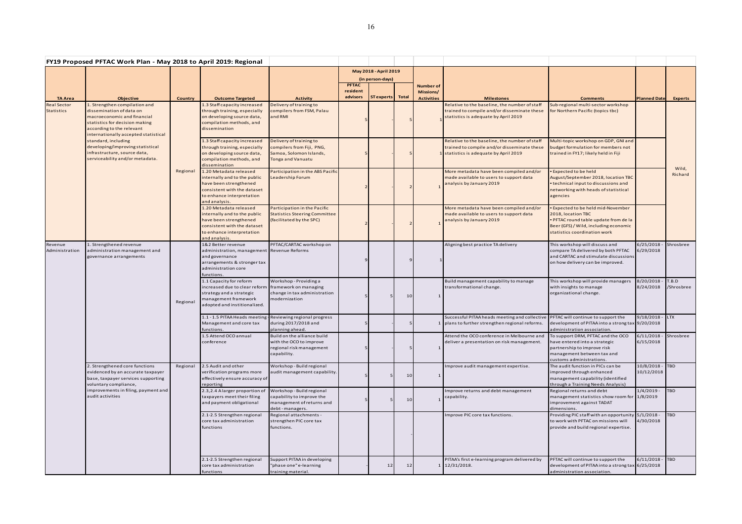**FY19 Proposed PFTAC Work Plan - May 2018 to April 2019: Regional**

| TA Area | Objective | Country | Outcome Targeted | Activity | May 2018 - April 2019 (in person-days) PFTAC resident advisors | ST experts | Total | Number of Missions/ Activities | Milestones | Comments | Planned Date | Experts |
|---|---|---|---|---|---|---|---|---|---|---|---|---|
| Real Sector Statistics | 1. Strengthen compilation and dissemination of data on macroeconomic and financial statistics for decision making according to the relevant internationally accepted statistical standard, including developing/improving statistical infrastructure, source data, serviceability and/or metadata. | Regional | 1.3 Staff capacity increased through training, especially on developing source data, compilation methods, and dissemination | Delivery of training to compilers from FSM, Palau and RMI | 5 | - | 5 | 1 | Relative to the baseline, the number of staff trained to compile and/or disseminate these statistics is adequate by April 2019 | Sub-regional multi-sector workshop for Northern Pacific (topics tbc) | | Wild, Richard |
| | | | 1.3 Staff capacity increased through training, especially on developing source data, compilation methods, and dissemination | Delivery of training to compilers from Fiji, PNG, Samoa, Solomon Islands, Tonga and Vanuatu | 5 | - | 5 | 1 | Relative to the baseline, the number of staff trained to compile and/or disseminate these statistics is adequate by April 2019 | Multi-topic workshop on GDP, GNI and budget formulation for members not trained in FY17; likely held in Fiji | | |
| | | | 1.20 Metadata released internally and to the public have been strengthened consistent with the dataset to enhance interpretation and analysis. | Participation in the ABS Pacific Leadership Forum | 2 | - | 2 | 1 | More metadata have been compiled and/or made available to users to support data analysis by January 2019 | • Expected to be held August/September 2018, location TBC<br>• technical input to discussions and networking with heads of statistical agencies | | |
| | | | 1.20 Metadata released internally and to the public have been strengthened consistent with the dataset to enhance interpretation and analysis. | Participation in the Pacific Statistics Steering Committee (facilitated by the SPC) | 2 | - | 2 | 1 | More metadata have been compiled and/or made available to users to support data analysis by January 2019 | • Expected to be held mid-November 2018, location TBC<br>• PFTAC round table update from de la Beer (GFS) / Wild, including economic statistics coordination work | | |
| Revenue Administration | 1. Strengthened revenue administration management and governance arrangements | Regional | 1&2 Better revenue administration, management and governance arrangements & stronger tax administration core functions. | PFTAC/CARTAC workshop on Revenue Reforms | 9 | | 9 | 1 | Aligning best practice TA delivery | This workshop will discuss and compare TA delivered by both PFTAC and CARTAC and stimulate discussions on how delivery can be improved. | 6/25/2018 - 6/29/2018 | Shrosbree |
| | | | 1.1 Capacity for reform increased due to clear reform strategy and a strategic management framework adopted and institionalized. | Workshop - Providing a framework on managing change in tax administration modernization | 5 | 5 | 10 | 1 | Build management capability to manage transformational change. | This workshop will provide managers with insights to manage organizational change. | 8/20/2018 - 8/24/2018 | T.B.D /Shrosbree |
| | | | 1.1 - 1.5 PITAA Heads meeting - Management and core tax functions. | Reviewing regional progress during 2017/2018 and planning ahead. | 5 | - | 5 | 1 | Successful PITAA heads meeting and collective plans to further strengthen regional reforms. | PFTAC will continue to support the development of PITAA into a strong tax administration association. | 9/18/2018 - 9/20/2018 | LTX |
| | | | 1.5 Attend OCO annual conference | Build on the alliance build with the OCO to improve regional risk management capability. | 5 | - | 5 | 1 | Attend the OCO conference in Melbourne and deliver a presentation on risk management. | To support DRM, PFTAC and the OCO have entered into a strategic partnership to improve risk management between tax and customs administrations. | 6/11/2018 - 6/15/2018 | Shrosbree |
| | 2. Strengthened core functions evidenced by an accurate taxpayer base, taxpayer services supporting voluntary compliance, improvements in filing, payment and audit activities | Regional | 2.5 Audit and other verification programs more effectively ensure accuracy of reporting | Workshop - Build regional audit management capability. | 5 | 5 | 10 | 1 | Improve audit management expertise. | The audit function in PICs can be improved through enhanced management capability (identified through a Training Needs Analysis) | 10/8/2018 - 10/12/2018 | TBD |
| | | | 2.3,2.4 A larger proportion of taxpayers meet their filing and payment obligational | Workshop - Build regional capability to improve the management of returns and debt - managers. | 5 | 5 | 10 | 1 | Improve returns and debt management capability. | Regional returns and debt management statistics show room for improvement against TADAT dimensions. | 1/4/2019 - 1/8/2019 | TBD |
| | | | 2.1-2.5 Strengthen regional core tax administration functions | Regional attachments - strengthen PIC core tax functions. | | | - | | Improve PIC core tax functions. | Providing PIC staff with an opportunity to work with PFTAC on missions will provide and build regional expertise. | 5/1/2018 - 4/30/2018 | TBD |
| | | | 2.1-2.5 Strengthen regional core tax administration functions | Support PITAA in developing "phase one" e-learning training material. | - | 12 | 12 | 1 | PITAA's first e-learning program delivered by 12/31/2018. | PFTAC will continue to support the development of PITAA into a strong tax administration association. | 6/11/2018 - 6/25/2018 | TBD |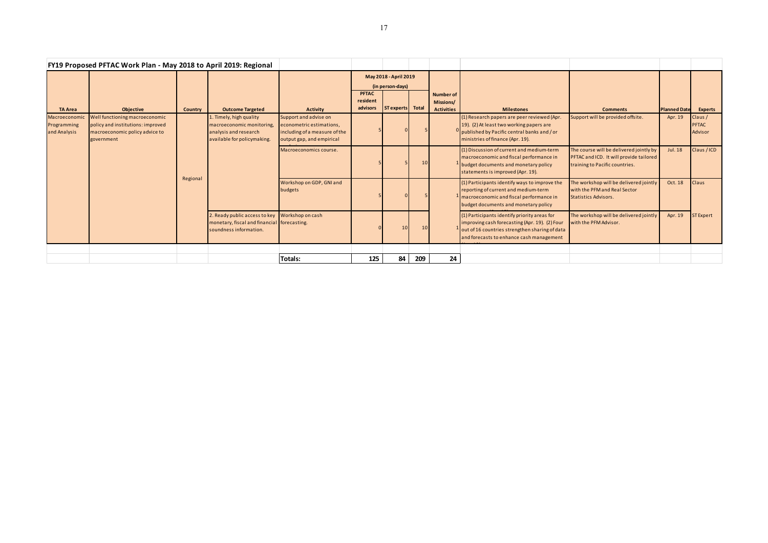## FY19 Proposed PFTAC Work Plan - May 2018 to April 2019: Regional

| TA Area | Objective | Country | Outcome Targeted | Activity | May 2018 - April 2019 (in person-days) PFTAC resident advisors | ST experts | Total | Number of Missions/ Activities | Milestones | Comments | Planned Date | Experts |
|---|---|---|---|---|---|---|---|---|---|---|---|---|
| Macroeconomic Programming and Analysis | Well functioning macroeconomic policy and institutions: improved macroeconomic policy advice to government | Regional | 1. Timely, high quality macroeconomic monitoring, analysis and research available for policymaking. | Support and advise on econometric estimations, including of a measure of the output gap, and empirical | 5 | 0 | 5 | 0 | (1) Research papers are peer reviewed (Apr. 19). (2) At least two working papers are published by Pacific central banks and / or ministries of finance (Apr. 19). | Support will be provided offsite. | Apr. 19 | Claus / PFTAC Advisor |
| | | | | Macroeconomics course. | 5 | 5 | 10 | 1 | (1) Discussion of current and medium-term macroeconomic and fiscal performance in budget documents and monetary policy statements is improved (Apr. 19). | The course will be delivered jointly by PFTAC and ICD. It will provide tailored training to Pacific countries. | Jul. 18 | Claus / ICD |
| | | | | Workshop on GDP, GNI and budgets | 5 | 0 | 5 | 1 | (1) Participants identify ways to improve the reporting of current and medium-term macroeconomic and fiscal performance in budget documents and monetary policy | The workshop will be delivered jointly with the PFM and Real Sector Statistics Advisors. | Oct. 18 | Claus |
| | | | 2. Ready public access to key monetary, fiscal and financial soundness information. | Workshop on cash forecasting. | 0 | 10 | 10 | 1 | (1) Participants identify priority areas for improving cash forecasting (Apr. 19). (2) Four out of 16 countries strengthen sharing of data and forecasts to enhance cash management | The workshop will be delivered jointly with the PFM Advisor. | Apr. 19 | ST Expert |
| | | | | **Totals:** | **125** | **84** | **209** | **24** | | | | |